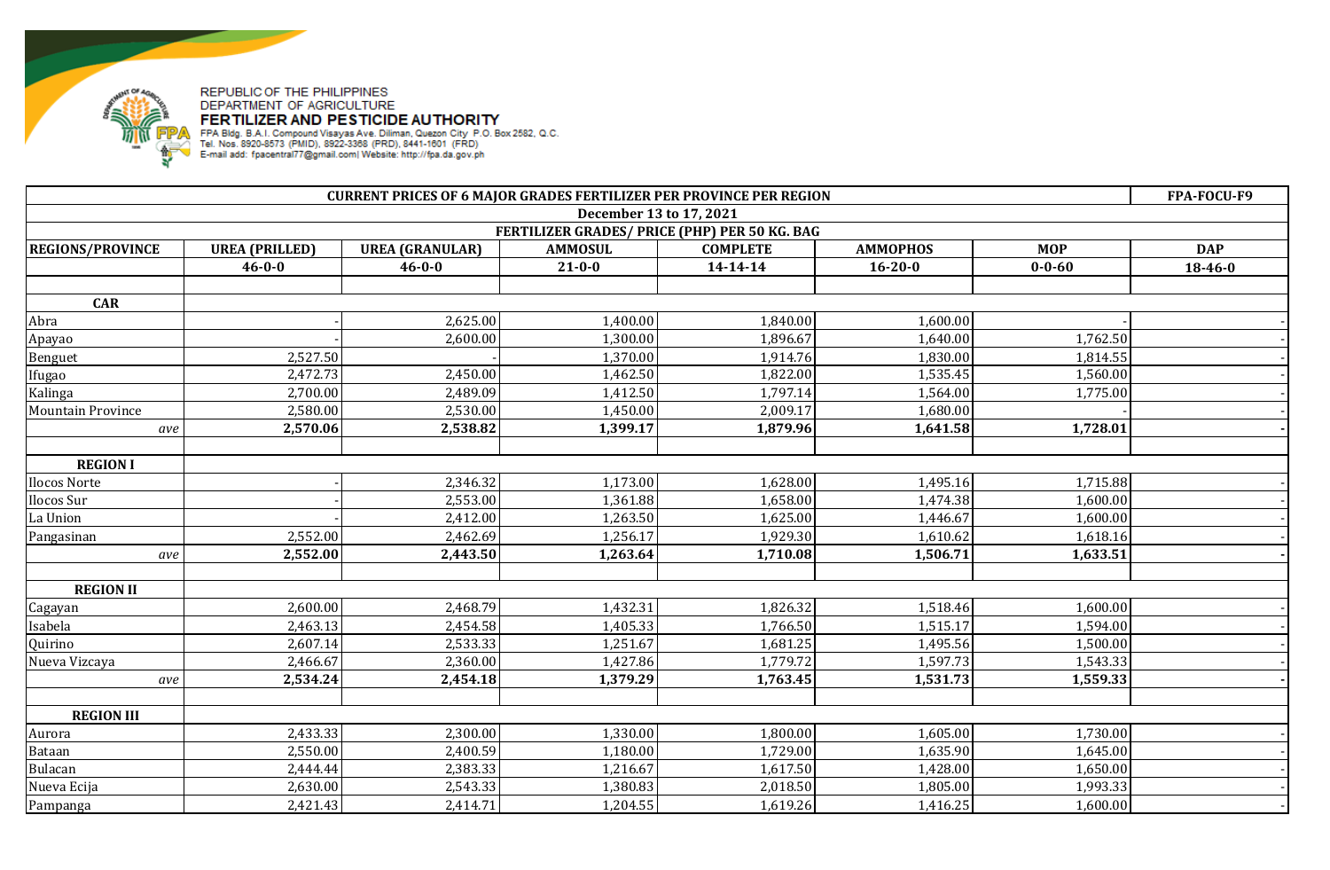REPUBLIC OF THE PHILIPPINES
DEPARTMENT OF AGRICULTURE
**FERTILIZER AND PESTICIDE AUTHORITY**
FPA Bldg. B.A.I. Compound Visayas Ave. Diliman, Quezon City P.O. Box 2582, Q.C.
Tel. Nos. 8920-8573 (PMID), 8922-3368 (PRD), 8441-1601 (FRD)
E-mail add: fpacentral77@gmail.com| Website: http://fpa.da.gov.ph

| CURRENT PRICES OF 6 MAJOR GRADES FERTILIZER PER PROVINCE PER REGION | | | | | | | FPA-FOCU-F9 |
|---|---|---|---|---|---|---|---|
| December 13 to 17, 2021 | | | | | | | |
| FERTILIZER GRADES/ PRICE (PHP) PER 50 KG. BAG | | | | | | | |
| **REGIONS/PROVINCE** | **UREA (PRILLED)** | **UREA (GRANULAR)** | **AMMOSUL** | **COMPLETE** | **AMMOPHOS** | **MOP** | **DAP** |
| | **46-0-0** | **46-0-0** | **21-0-0** | **14-14-14** | **16-20-0** | **0-0-60** | **18-46-0** |
| | | | | | | | |
| **CAR** | | | | | | | |
| Abra | - | 2,625.00 | 1,400.00 | 1,840.00 | 1,600.00 | - | - |
| Apayao | - | 2,600.00 | 1,300.00 | 1,896.67 | 1,640.00 | 1,762.50 | - |
| Benguet | 2,527.50 | - | 1,370.00 | 1,914.76 | 1,830.00 | 1,814.55 | - |
| Ifugao | 2,472.73 | 2,450.00 | 1,462.50 | 1,822.00 | 1,535.45 | 1,560.00 | - |
| Kalinga | 2,700.00 | 2,489.09 | 1,412.50 | 1,797.14 | 1,564.00 | 1,775.00 | - |
| Mountain Province | 2,580.00 | 2,530.00 | 1,450.00 | 2,009.17 | 1,680.00 | - | - |
| *ave* | **2,570.06** | **2,538.82** | **1,399.17** | **1,879.96** | **1,641.58** | **1,728.01** | **-** |
| | | | | | | | |
| **REGION I** | | | | | | | |
| Ilocos Norte | - | 2,346.32 | 1,173.00 | 1,628.00 | 1,495.16 | 1,715.88 | - |
| Ilocos Sur | - | 2,553.00 | 1,361.88 | 1,658.00 | 1,474.38 | 1,600.00 | - |
| La Union | - | 2,412.00 | 1,263.50 | 1,625.00 | 1,446.67 | 1,600.00 | - |
| Pangasinan | 2,552.00 | 2,462.69 | 1,256.17 | 1,929.30 | 1,610.62 | 1,618.16 | - |
| *ave* | **2,552.00** | **2,443.50** | **1,263.64** | **1,710.08** | **1,506.71** | **1,633.51** | **-** |
| | | | | | | | |
| **REGION II** | | | | | | | |
| Cagayan | 2,600.00 | 2,468.79 | 1,432.31 | 1,826.32 | 1,518.46 | 1,600.00 | - |
| Isabela | 2,463.13 | 2,454.58 | 1,405.33 | 1,766.50 | 1,515.17 | 1,594.00 | - |
| Quirino | 2,607.14 | 2,533.33 | 1,251.67 | 1,681.25 | 1,495.56 | 1,500.00 | - |
| Nueva Vizcaya | 2,466.67 | 2,360.00 | 1,427.86 | 1,779.72 | 1,597.73 | 1,543.33 | - |
| *ave* | **2,534.24** | **2,454.18** | **1,379.29** | **1,763.45** | **1,531.73** | **1,559.33** | **-** |
| | | | | | | | |
| **REGION III** | | | | | | | |
| Aurora | 2,433.33 | 2,300.00 | 1,330.00 | 1,800.00 | 1,605.00 | 1,730.00 | - |
| Bataan | 2,550.00 | 2,400.59 | 1,180.00 | 1,729.00 | 1,635.90 | 1,645.00 | - |
| Bulacan | 2,444.44 | 2,383.33 | 1,216.67 | 1,617.50 | 1,428.00 | 1,650.00 | - |
| Nueva Ecija | 2,630.00 | 2,543.33 | 1,380.83 | 2,018.50 | 1,805.00 | 1,993.33 | - |
| Pampanga | 2,421.43 | 2,414.71 | 1,204.55 | 1,619.26 | 1,416.25 | 1,600.00 | - |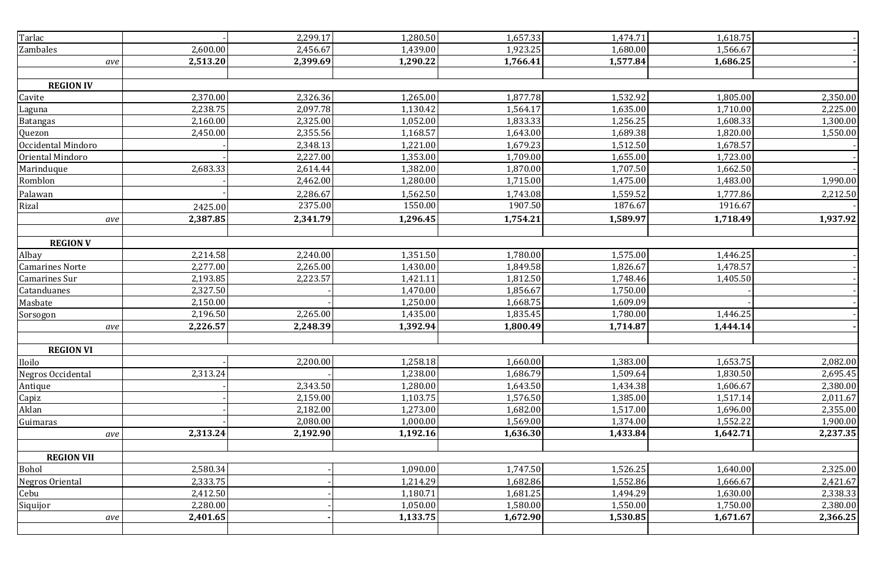| | | | | | | | |
|---|---|---|---|---|---|---|---|
| Tarlac | - | 2,299.17 | 1,280.50 | 1,657.33 | 1,474.71 | 1,618.75 | - |
| Zambales | 2,600.00 | 2,456.67 | 1,439.00 | 1,923.25 | 1,680.00 | 1,566.67 | - |
| *ave* | **2,513.20** | **2,399.69** | **1,290.22** | **1,766.41** | **1,577.84** | **1,686.25** | **-** |
| | | | | | | | |
| **REGION IV** | | | | | | | |
| Cavite | 2,370.00 | 2,326.36 | 1,265.00 | 1,877.78 | 1,532.92 | 1,805.00 | 2,350.00 |
| Laguna | 2,238.75 | 2,097.78 | 1,130.42 | 1,564.17 | 1,635.00 | 1,710.00 | 2,225.00 |
| Batangas | 2,160.00 | 2,325.00 | 1,052.00 | 1,833.33 | 1,256.25 | 1,608.33 | 1,300.00 |
| Quezon | 2,450.00 | 2,355.56 | 1,168.57 | 1,643.00 | 1,689.38 | 1,820.00 | 1,550.00 |
| Occidental Mindoro | - | 2,348.13 | 1,221.00 | 1,679.23 | 1,512.50 | 1,678.57 | - |
| Oriental Mindoro | - | 2,227.00 | 1,353.00 | 1,709.00 | 1,655.00 | 1,723.00 | - |
| Marinduque | 2,683.33 | 2,614.44 | 1,382.00 | 1,870.00 | 1,707.50 | 1,662.50 | - |
| Romblon | - | 2,462.00 | 1,280.00 | 1,715.00 | 1,475.00 | 1,483.00 | 1,990.00 |
| Palawan | - | 2,286.67 | 1,562.50 | 1,743.08 | 1,559.52 | 1,777.86 | 2,212.50 |
| Rizal | 2425.00 | 2375.00 | 1550.00 | 1907.50 | 1876.67 | 1916.67 | - |
| *ave* | **2,387.85** | **2,341.79** | **1,296.45** | **1,754.21** | **1,589.97** | **1,718.49** | **1,937.92** |
| | | | | | | | |
| **REGION V** | | | | | | | |
| Albay | 2,214.58 | 2,240.00 | 1,351.50 | 1,780.00 | 1,575.00 | 1,446.25 | - |
| Camarines Norte | 2,277.00 | 2,265.00 | 1,430.00 | 1,849.58 | 1,826.67 | 1,478.57 | - |
| Camarines Sur | 2,193.85 | 2,223.57 | 1,421.11 | 1,812.50 | 1,748.46 | 1,405.50 | - |
| Catanduanes | 2,327.50 | - | 1,470.00 | 1,856.67 | 1,750.00 | - | - |
| Masbate | 2,150.00 | - | 1,250.00 | 1,668.75 | 1,609.09 | - | - |
| Sorsogon | 2,196.50 | 2,265.00 | 1,435.00 | 1,835.45 | 1,780.00 | 1,446.25 | - |
| *ave* | **2,226.57** | **2,248.39** | **1,392.94** | **1,800.49** | **1,714.87** | **1,444.14** | **-** |
| | | | | | | | |
| **REGION VI** | | | | | | | |
| Iloilo | - | 2,200.00 | 1,258.18 | 1,660.00 | 1,383.00 | 1,653.75 | 2,082.00 |
| Negros Occidental | 2,313.24 | - | 1,238.00 | 1,686.79 | 1,509.64 | 1,830.50 | 2,695.45 |
| Antique | - | 2,343.50 | 1,280.00 | 1,643.50 | 1,434.38 | 1,606.67 | 2,380.00 |
| Capiz | - | 2,159.00 | 1,103.75 | 1,576.50 | 1,385.00 | 1,517.14 | 2,011.67 |
| Aklan | - | 2,182.00 | 1,273.00 | 1,682.00 | 1,517.00 | 1,696.00 | 2,355.00 |
| Guimaras | - | 2,080.00 | 1,000.00 | 1,569.00 | 1,374.00 | 1,552.22 | 1,900.00 |
| *ave* | **2,313.24** | **2,192.90** | **1,192.16** | **1,636.30** | **1,433.84** | **1,642.71** | **2,237.35** |
| | | | | | | | |
| **REGION VII** | | | | | | | |
| Bohol | 2,580.34 | - | 1,090.00 | 1,747.50 | 1,526.25 | 1,640.00 | 2,325.00 |
| Negros Oriental | 2,333.75 | - | 1,214.29 | 1,682.86 | 1,552.86 | 1,666.67 | 2,421.67 |
| Cebu | 2,412.50 | - | 1,180.71 | 1,681.25 | 1,494.29 | 1,630.00 | 2,338.33 |
| Siquijor | 2,280.00 | - | 1,050.00 | 1,580.00 | 1,550.00 | 1,750.00 | 2,380.00 |
| *ave* | **2,401.65** | **-** | **1,133.75** | **1,672.90** | **1,530.85** | **1,671.67** | **2,366.25** |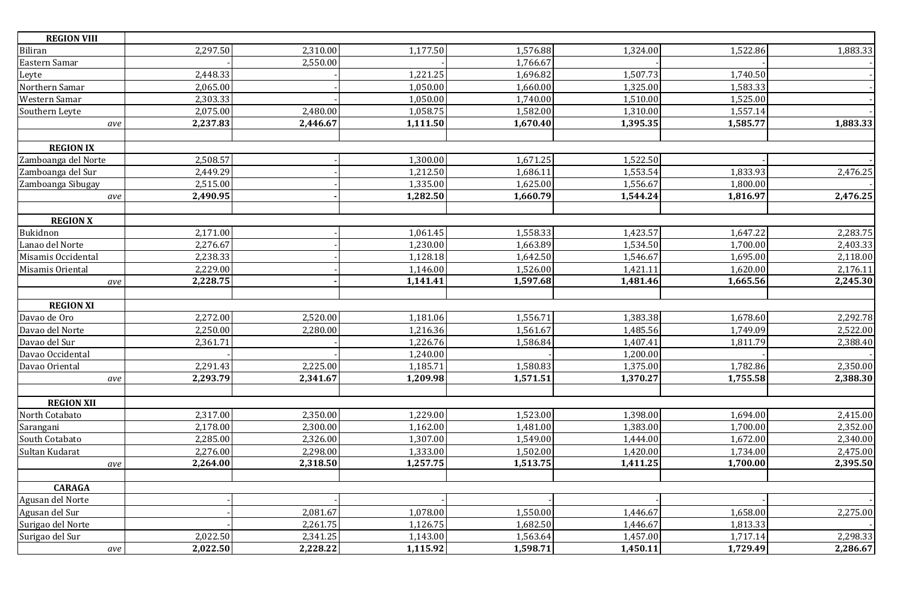| REGION VIII | | | | | | | |
|---|---|---|---|---|---|---|---|
| Biliran | 2,297.50 | 2,310.00 | 1,177.50 | 1,576.88 | 1,324.00 | 1,522.86 | 1,883.33 |
| Eastern Samar | - | 2,550.00 | - | 1,766.67 | - | - | - |
| Leyte | 2,448.33 | - | 1,221.25 | 1,696.82 | 1,507.73 | 1,740.50 | - |
| Northern Samar | 2,065.00 | - | 1,050.00 | 1,660.00 | 1,325.00 | 1,583.33 | - |
| Western Samar | 2,303.33 | - | 1,050.00 | 1,740.00 | 1,510.00 | 1,525.00 | - |
| Southern Leyte | 2,075.00 | 2,480.00 | 1,058.75 | 1,582.00 | 1,310.00 | 1,557.14 | - |
| *ave* | **2,237.83** | **2,446.67** | **1,111.50** | **1,670.40** | **1,395.35** | **1,585.77** | **1,883.33** |
| | | | | | | | |
| **REGION IX** | | | | | | | |
| Zamboanga del Norte | 2,508.57 | - | 1,300.00 | 1,671.25 | 1,522.50 | - | - |
| Zamboanga del Sur | 2,449.29 | - | 1,212.50 | 1,686.11 | 1,553.54 | 1,833.93 | 2,476.25 |
| Zamboanga Sibugay | 2,515.00 | - | 1,335.00 | 1,625.00 | 1,556.67 | 1,800.00 | - |
| *ave* | **2,490.95** | **-** | **1,282.50** | **1,660.79** | **1,544.24** | **1,816.97** | **2,476.25** |
| | | | | | | | |
| **REGION X** | | | | | | | |
| Bukidnon | 2,171.00 | - | 1,061.45 | 1,558.33 | 1,423.57 | 1,647.22 | 2,283.75 |
| Lanao del Norte | 2,276.67 | - | 1,230.00 | 1,663.89 | 1,534.50 | 1,700.00 | 2,403.33 |
| Misamis Occidental | 2,238.33 | - | 1,128.18 | 1,642.50 | 1,546.67 | 1,695.00 | 2,118.00 |
| Misamis Oriental | 2,229.00 | - | 1,146.00 | 1,526.00 | 1,421.11 | 1,620.00 | 2,176.11 |
| *ave* | **2,228.75** | **-** | **1,141.41** | **1,597.68** | **1,481.46** | **1,665.56** | **2,245.30** |
| | | | | | | | |
| **REGION XI** | | | | | | | |
| Davao de Oro | 2,272.00 | 2,520.00 | 1,181.06 | 1,556.71 | 1,383.38 | 1,678.60 | 2,292.78 |
| Davao del Norte | 2,250.00 | 2,280.00 | 1,216.36 | 1,561.67 | 1,485.56 | 1,749.09 | 2,522.00 |
| Davao del Sur | 2,361.71 | - | 1,226.76 | 1,586.84 | 1,407.41 | 1,811.79 | 2,388.40 |
| Davao Occidental | - | - | 1,240.00 | - | 1,200.00 | - | - |
| Davao Oriental | 2,291.43 | 2,225.00 | 1,185.71 | 1,580.83 | 1,375.00 | 1,782.86 | 2,350.00 |
| *ave* | **2,293.79** | **2,341.67** | **1,209.98** | **1,571.51** | **1,370.27** | **1,755.58** | **2,388.30** |
| | | | | | | | |
| **REGION XII** | | | | | | | |
| North Cotabato | 2,317.00 | 2,350.00 | 1,229.00 | 1,523.00 | 1,398.00 | 1,694.00 | 2,415.00 |
| Sarangani | 2,178.00 | 2,300.00 | 1,162.00 | 1,481.00 | 1,383.00 | 1,700.00 | 2,352.00 |
| South Cotabato | 2,285.00 | 2,326.00 | 1,307.00 | 1,549.00 | 1,444.00 | 1,672.00 | 2,340.00 |
| Sultan Kudarat | 2,276.00 | 2,298.00 | 1,333.00 | 1,502.00 | 1,420.00 | 1,734.00 | 2,475.00 |
| *ave* | **2,264.00** | **2,318.50** | **1,257.75** | **1,513.75** | **1,411.25** | **1,700.00** | **2,395.50** |
| | | | | | | | |
| **CARAGA** | | | | | | | |
| Agusan del Norte | - | - | - | - | - | - | - |
| Agusan del Sur | - | 2,081.67 | 1,078.00 | 1,550.00 | 1,446.67 | 1,658.00 | 2,275.00 |
| Surigao del Norte | - | 2,261.75 | 1,126.75 | 1,682.50 | 1,446.67 | 1,813.33 | - |
| Surigao del Sur | 2,022.50 | 2,341.25 | 1,143.00 | 1,563.64 | 1,457.00 | 1,717.14 | 2,298.33 |
| *ave* | **2,022.50** | **2,228.22** | **1,115.92** | **1,598.71** | **1,450.11** | **1,729.49** | **2,286.67** |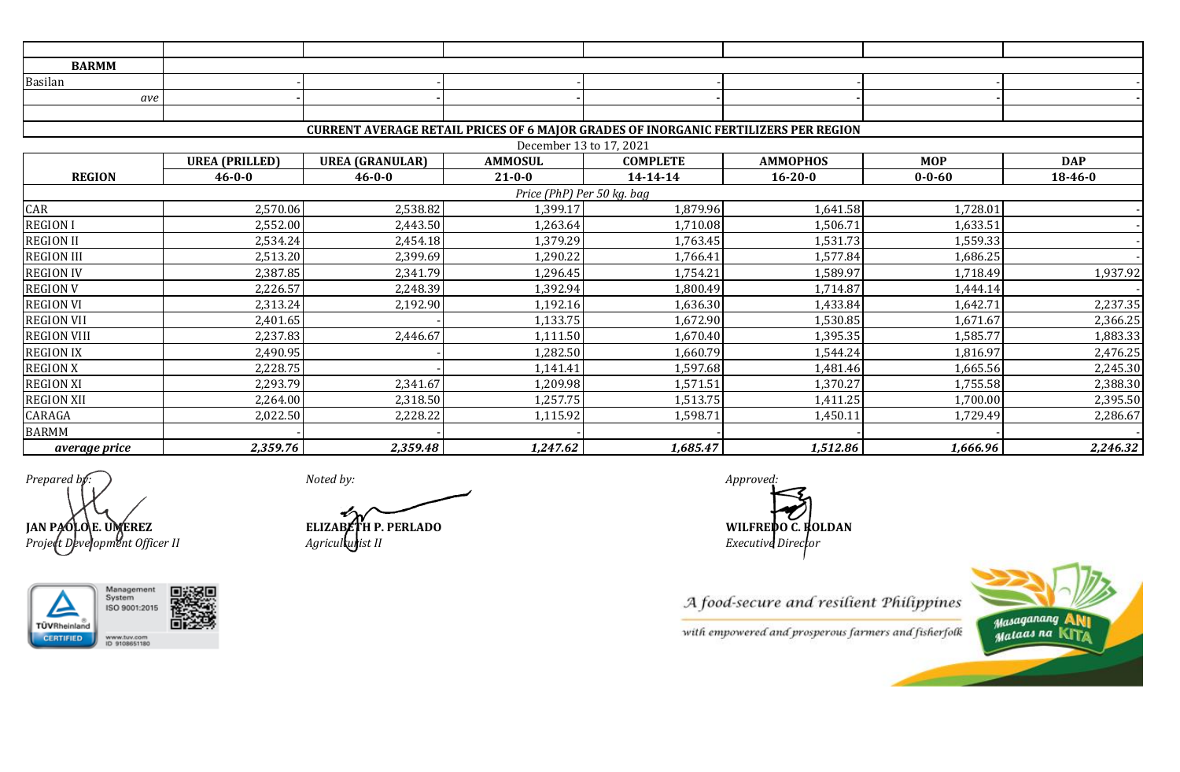| | | | | | | | |
|---|---|---|---|---|---|---|---|
| **BARMM** | | | | | | | |
| Basilan | - | - | - | - | - | - | - |
| *ave* | - | - | - | - | - | - | - |

## CURRENT AVERAGE RETAIL PRICES OF 6 MAJOR GRADES OF INORGANIC FERTILIZERS PER REGION

December 13 to 17, 2021

| | **UREA (PRILLED)** | **UREA (GRANULAR)** | **AMMOSUL** | **COMPLETE** | **AMMOPHOS** | **MOP** | **DAP** |
|---|---|---|---|---|---|---|---|
| **REGION** | **46-0-0** | **46-0-0** | **21-0-0** | **14-14-14** | **16-20-0** | **0-0-60** | **18-46-0** |
| | | | *Price (PhP) Per 50 kg. bag* | | | | |
| CAR | 2,570.06 | 2,538.82 | 1,399.17 | 1,879.96 | 1,641.58 | 1,728.01 | - |
| REGION I | 2,552.00 | 2,443.50 | 1,263.64 | 1,710.08 | 1,506.71 | 1,633.51 | - |
| REGION II | 2,534.24 | 2,454.18 | 1,379.29 | 1,763.45 | 1,531.73 | 1,559.33 | - |
| REGION III | 2,513.20 | 2,399.69 | 1,290.22 | 1,766.41 | 1,577.84 | 1,686.25 | - |
| REGION IV | 2,387.85 | 2,341.79 | 1,296.45 | 1,754.21 | 1,589.97 | 1,718.49 | 1,937.92 |
| REGION V | 2,226.57 | 2,248.39 | 1,392.94 | 1,800.49 | 1,714.87 | 1,444.14 | - |
| REGION VI | 2,313.24 | 2,192.90 | 1,192.16 | 1,636.30 | 1,433.84 | 1,642.71 | 2,237.35 |
| REGION VII | 2,401.65 | - | 1,133.75 | 1,672.90 | 1,530.85 | 1,671.67 | 2,366.25 |
| REGION VIII | 2,237.83 | 2,446.67 | 1,111.50 | 1,670.40 | 1,395.35 | 1,585.77 | 1,883.33 |
| REGION IX | 2,490.95 | - | 1,282.50 | 1,660.79 | 1,544.24 | 1,816.97 | 2,476.25 |
| REGION X | 2,228.75 | - | 1,141.41 | 1,597.68 | 1,481.46 | 1,665.56 | 2,245.30 |
| REGION XI | 2,293.79 | 2,341.67 | 1,209.98 | 1,571.51 | 1,370.27 | 1,755.58 | 2,388.30 |
| REGION XII | 2,264.00 | 2,318.50 | 1,257.75 | 1,513.75 | 1,411.25 | 1,700.00 | 2,395.50 |
| CARAGA | 2,022.50 | 2,228.22 | 1,115.92 | 1,598.71 | 1,450.11 | 1,729.49 | 2,286.67 |
| BARMM | - | - | - | - | - | - | - |
| ***average price*** | ***2,359.76*** | ***2,359.48*** | ***1,247.62*** | ***1,685.47*** | ***1,512.86*** | ***1,666.96*** | ***2,246.32*** |

*Prepared by:*

**JAN PAOLO E. UMEREZ**
*Project Development Officer II*

*Noted by:*

**ELIZABETH P. PERLADO**
*Agriculturist II*

*Approved:*

**WILFREDO C. ROLDAN**
*Executive Director*

Management System ISO 9001:2015
TÜVRheinland CERTIFIED
www.tuv.com ID 9108651180

*A food-secure and resilient Philippines*
*with empowered and prosperous farmers and fisherfolk*

Masaganang ANI Mataas na KITA